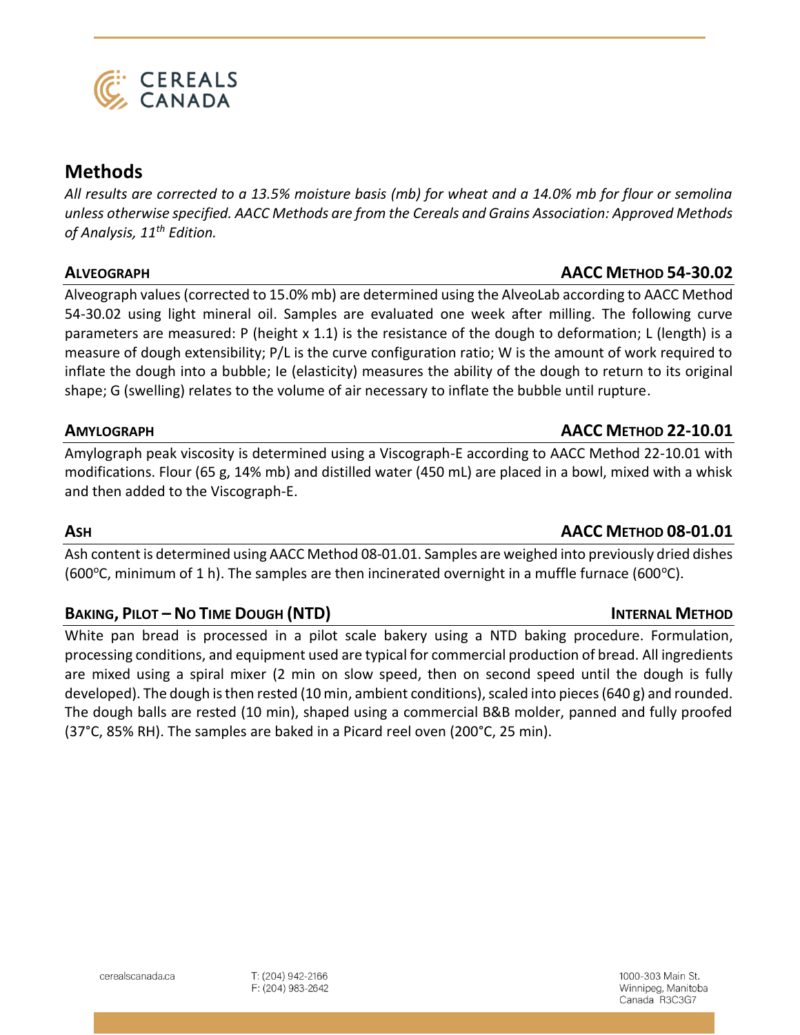CEREALS CANADA

# Methods

*All results are corrected to a 13.5% moisture basis (mb) for wheat and a 14.0% mb for flour or semolina unless otherwise specified. AACC Methods are from the Cereals and Grains Association: Approved Methods of Analysis, 11th Edition.*

## ALVEOGRAPH — AACC METHOD 54-30.02

Alveograph values (corrected to 15.0% mb) are determined using the AlveoLab according to AACC Method 54-30.02 using light mineral oil. Samples are evaluated one week after milling. The following curve parameters are measured: P (height x 1.1) is the resistance of the dough to deformation; L (length) is a measure of dough extensibility; P/L is the curve configuration ratio; W is the amount of work required to inflate the dough into a bubble; Ie (elasticity) measures the ability of the dough to return to its original shape; G (swelling) relates to the volume of air necessary to inflate the bubble until rupture.

## AMYLOGRAPH — AACC METHOD 22-10.01

Amylograph peak viscosity is determined using a Viscograph-E according to AACC Method 22-10.01 with modifications. Flour (65 g, 14% mb) and distilled water (450 mL) are placed in a bowl, mixed with a whisk and then added to the Viscograph-E.

## ASH — AACC METHOD 08-01.01

Ash content is determined using AACC Method 08-01.01. Samples are weighed into previously dried dishes (600°C, minimum of 1 h). The samples are then incinerated overnight in a muffle furnace (600°C).

## BAKING, PILOT – NO TIME DOUGH (NTD) — INTERNAL METHOD

White pan bread is processed in a pilot scale bakery using a NTD baking procedure. Formulation, processing conditions, and equipment used are typical for commercial production of bread. All ingredients are mixed using a spiral mixer (2 min on slow speed, then on second speed until the dough is fully developed). The dough is then rested (10 min, ambient conditions), scaled into pieces (640 g) and rounded. The dough balls are rested (10 min), shaped using a commercial B&B molder, panned and fully proofed (37°C, 85% RH). The samples are baked in a Picard reel oven (200°C, 25 min).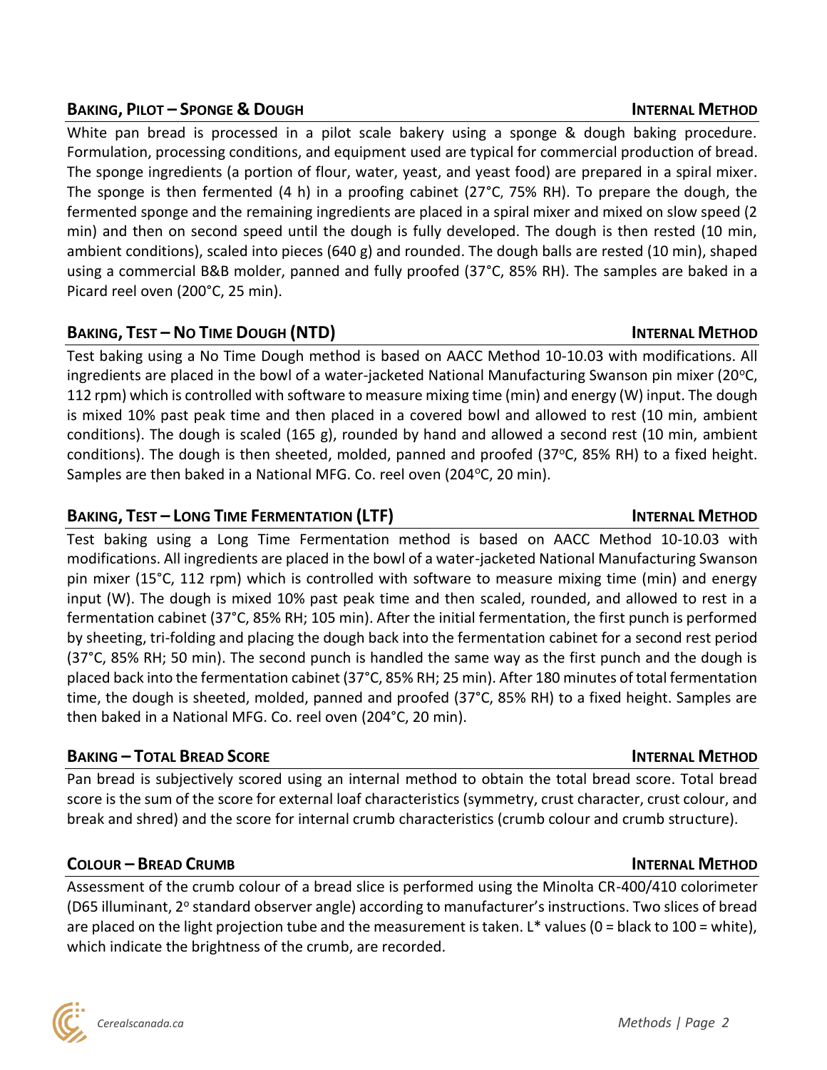## BAKING, PILOT – SPONGE & DOUGH

**INTERNAL METHOD**

White pan bread is processed in a pilot scale bakery using a sponge & dough baking procedure. Formulation, processing conditions, and equipment used are typical for commercial production of bread. The sponge ingredients (a portion of flour, water, yeast, and yeast food) are prepared in a spiral mixer. The sponge is then fermented (4 h) in a proofing cabinet (27°C, 75% RH). To prepare the dough, the fermented sponge and the remaining ingredients are placed in a spiral mixer and mixed on slow speed (2 min) and then on second speed until the dough is fully developed. The dough is then rested (10 min, ambient conditions), scaled into pieces (640 g) and rounded. The dough balls are rested (10 min), shaped using a commercial B&B molder, panned and fully proofed (37°C, 85% RH). The samples are baked in a Picard reel oven (200°C, 25 min).

## BAKING, TEST – NO TIME DOUGH (NTD)

**INTERNAL METHOD**

Test baking using a No Time Dough method is based on AACC Method 10-10.03 with modifications. All ingredients are placed in the bowl of a water-jacketed National Manufacturing Swanson pin mixer (20°C, 112 rpm) which is controlled with software to measure mixing time (min) and energy (W) input. The dough is mixed 10% past peak time and then placed in a covered bowl and allowed to rest (10 min, ambient conditions). The dough is scaled (165 g), rounded by hand and allowed a second rest (10 min, ambient conditions). The dough is then sheeted, molded, panned and proofed (37°C, 85% RH) to a fixed height. Samples are then baked in a National MFG. Co. reel oven (204°C, 20 min).

## BAKING, TEST – LONG TIME FERMENTATION (LTF)

**INTERNAL METHOD**

Test baking using a Long Time Fermentation method is based on AACC Method 10-10.03 with modifications. All ingredients are placed in the bowl of a water-jacketed National Manufacturing Swanson pin mixer (15°C, 112 rpm) which is controlled with software to measure mixing time (min) and energy input (W). The dough is mixed 10% past peak time and then scaled, rounded, and allowed to rest in a fermentation cabinet (37°C, 85% RH; 105 min). After the initial fermentation, the first punch is performed by sheeting, tri-folding and placing the dough back into the fermentation cabinet for a second rest period (37°C, 85% RH; 50 min). The second punch is handled the same way as the first punch and the dough is placed back into the fermentation cabinet (37°C, 85% RH; 25 min). After 180 minutes of total fermentation time, the dough is sheeted, molded, panned and proofed (37°C, 85% RH) to a fixed height. Samples are then baked in a National MFG. Co. reel oven (204°C, 20 min).

## BAKING – TOTAL BREAD SCORE

**INTERNAL METHOD**

Pan bread is subjectively scored using an internal method to obtain the total bread score. Total bread score is the sum of the score for external loaf characteristics (symmetry, crust character, crust colour, and break and shred) and the score for internal crumb characteristics (crumb colour and crumb structure).

## COLOUR – BREAD CRUMB

**INTERNAL METHOD**

Assessment of the crumb colour of a bread slice is performed using the Minolta CR-400/410 colorimeter (D65 illuminant, 2° standard observer angle) according to manufacturer's instructions. Two slices of bread are placed on the light projection tube and the measurement is taken. L* values (0 = black to 100 = white), which indicate the brightness of the crumb, are recorded.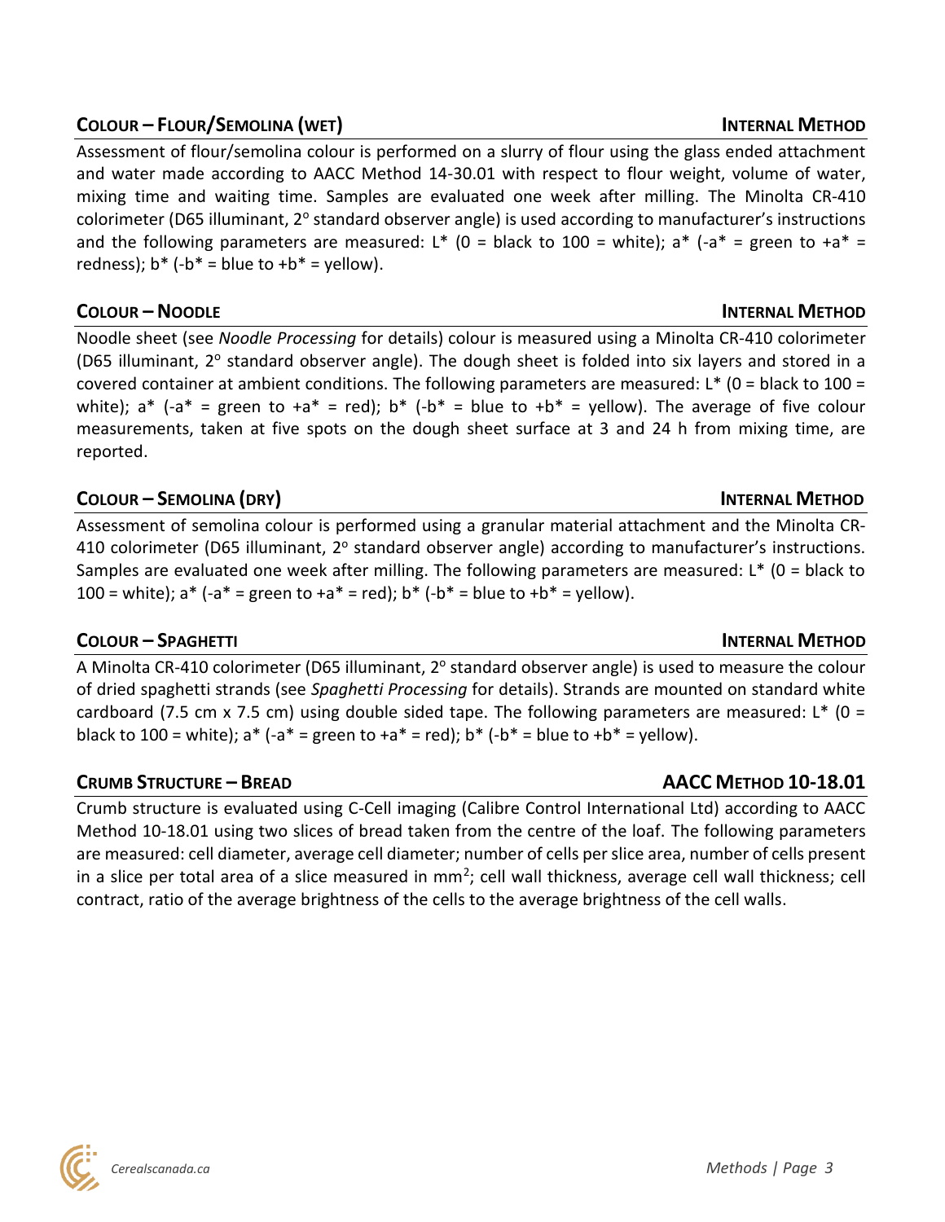## Colour – Flour/Semolina (wet) — Internal Method

Assessment of flour/semolina colour is performed on a slurry of flour using the glass ended attachment and water made according to AACC Method 14-30.01 with respect to flour weight, volume of water, mixing time and waiting time. Samples are evaluated one week after milling. The Minolta CR-410 colorimeter (D65 illuminant, 2° standard observer angle) is used according to manufacturer's instructions and the following parameters are measured: L* (0 = black to 100 = white); a* (-a* = green to +a* = redness); b* (-b* = blue to +b* = yellow).

## Colour – Noodle — Internal Method

Noodle sheet (see *Noodle Processing* for details) colour is measured using a Minolta CR-410 colorimeter (D65 illuminant, 2° standard observer angle). The dough sheet is folded into six layers and stored in a covered container at ambient conditions. The following parameters are measured: L* (0 = black to 100 = white); a* (-a* = green to +a* = red); b* (-b* = blue to +b* = yellow). The average of five colour measurements, taken at five spots on the dough sheet surface at 3 and 24 h from mixing time, are reported.

## Colour – Semolina (dry) — Internal Method

Assessment of semolina colour is performed using a granular material attachment and the Minolta CR-410 colorimeter (D65 illuminant, 2° standard observer angle) according to manufacturer's instructions. Samples are evaluated one week after milling. The following parameters are measured: L* (0 = black to 100 = white); a* (-a* = green to +a* = red); b* (-b* = blue to +b* = yellow).

## Colour – Spaghetti — Internal Method

A Minolta CR-410 colorimeter (D65 illuminant, 2° standard observer angle) is used to measure the colour of dried spaghetti strands (see *Spaghetti Processing* for details). Strands are mounted on standard white cardboard (7.5 cm x 7.5 cm) using double sided tape. The following parameters are measured: L* (0 = black to 100 = white); a* (-a* = green to +a* = red); b* (-b* = blue to +b* = yellow).

## Crumb Structure – Bread — AACC Method 10-18.01

Crumb structure is evaluated using C-Cell imaging (Calibre Control International Ltd) according to AACC Method 10-18.01 using two slices of bread taken from the centre of the loaf. The following parameters are measured: cell diameter, average cell diameter; number of cells per slice area, number of cells present in a slice per total area of a slice measured in $mm^2$; cell wall thickness, average cell wall thickness; cell contract, ratio of the average brightness of the cells to the average brightness of the cell walls.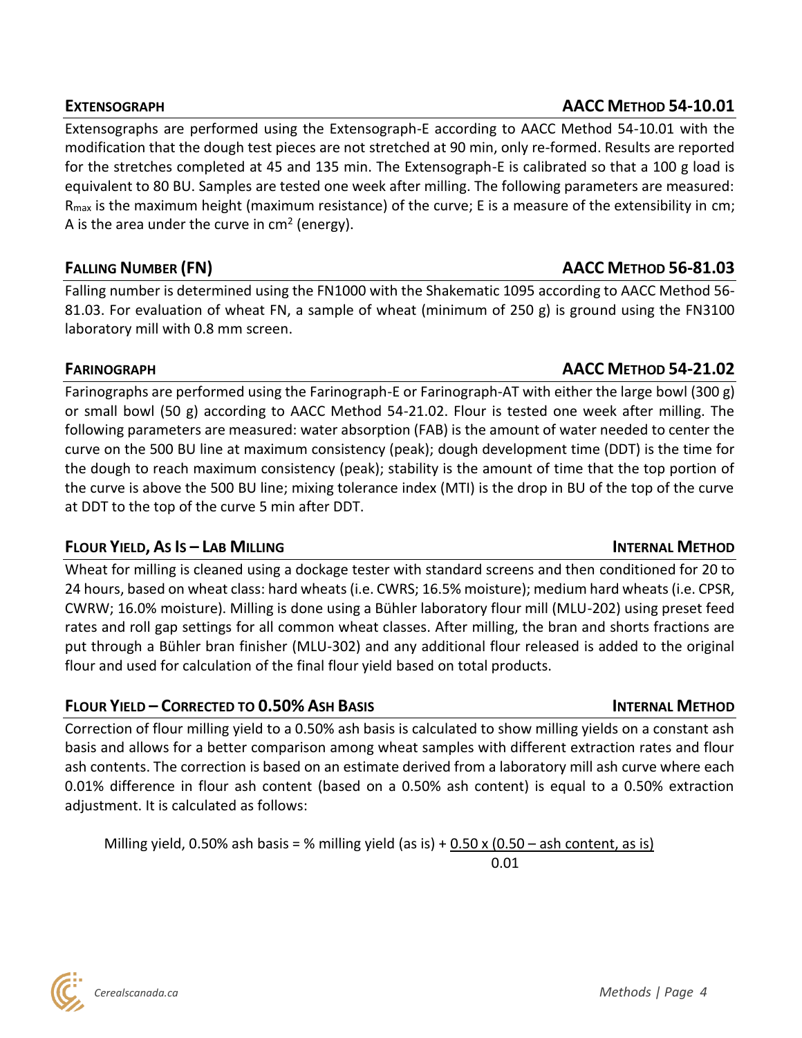## EXTENSOGRAPH — AACC METHOD 54-10.01

Extensographs are performed using the Extensograph-E according to AACC Method 54-10.01 with the modification that the dough test pieces are not stretched at 90 min, only re-formed. Results are reported for the stretches completed at 45 and 135 min. The Extensograph-E is calibrated so that a 100 g load is equivalent to 80 BU. Samples are tested one week after milling. The following parameters are measured: $R_{max}$ is the maximum height (maximum resistance) of the curve; E is a measure of the extensibility in cm; A is the area under the curve in $cm^2$ (energy).

## FALLING NUMBER (FN) — AACC METHOD 56-81.03

Falling number is determined using the FN1000 with the Shakematic 1095 according to AACC Method 56-81.03. For evaluation of wheat FN, a sample of wheat (minimum of 250 g) is ground using the FN3100 laboratory mill with 0.8 mm screen.

## FARINOGRAPH — AACC METHOD 54-21.02

Farinographs are performed using the Farinograph-E or Farinograph-AT with either the large bowl (300 g) or small bowl (50 g) according to AACC Method 54-21.02. Flour is tested one week after milling. The following parameters are measured: water absorption (FAB) is the amount of water needed to center the curve on the 500 BU line at maximum consistency (peak); dough development time (DDT) is the time for the dough to reach maximum consistency (peak); stability is the amount of time that the top portion of the curve is above the 500 BU line; mixing tolerance index (MTI) is the drop in BU of the top of the curve at DDT to the top of the curve 5 min after DDT.

## FLOUR YIELD, AS IS – LAB MILLING — INTERNAL METHOD

Wheat for milling is cleaned using a dockage tester with standard screens and then conditioned for 20 to 24 hours, based on wheat class: hard wheats (i.e. CWRS; 16.5% moisture); medium hard wheats (i.e. CPSR, CWRW; 16.0% moisture). Milling is done using a Bühler laboratory flour mill (MLU-202) using preset feed rates and roll gap settings for all common wheat classes. After milling, the bran and shorts fractions are put through a Bühler bran finisher (MLU-302) and any additional flour released is added to the original flour and used for calculation of the final flour yield based on total products.

## FLOUR YIELD – CORRECTED TO 0.50% ASH BASIS — INTERNAL METHOD

Correction of flour milling yield to a 0.50% ash basis is calculated to show milling yields on a constant ash basis and allows for a better comparison among wheat samples with different extraction rates and flour ash contents. The correction is based on an estimate derived from a laboratory mill ash curve where each 0.01% difference in flour ash content (based on a 0.50% ash content) is equal to a 0.50% extraction adjustment. It is calculated as follows:

$$\text{Milling yield, 0.50\% ash basis} = \text{\% milling yield (as is)} + \frac{0.50 \times (0.50 - \text{ash content, as is})}{0.01}$$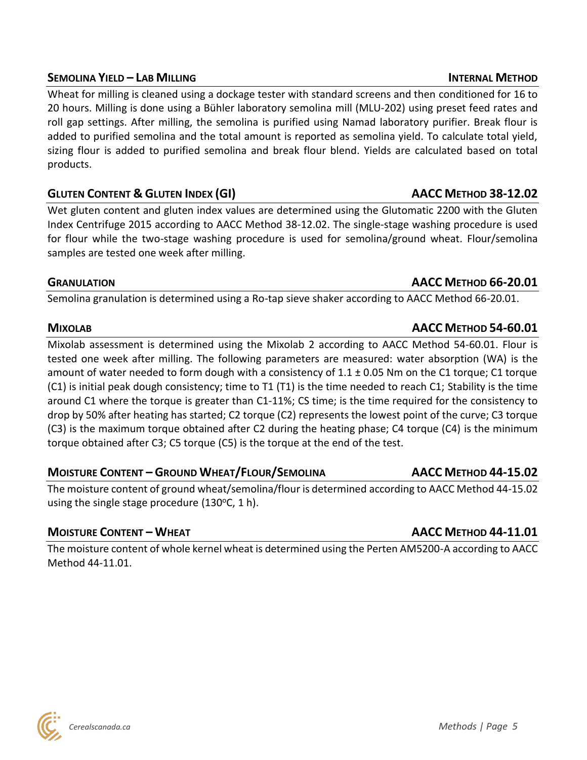## SEMOLINA YIELD – LAB MILLING — INTERNAL METHOD

Wheat for milling is cleaned using a dockage tester with standard screens and then conditioned for 16 to 20 hours. Milling is done using a Bühler laboratory semolina mill (MLU-202) using preset feed rates and roll gap settings. After milling, the semolina is purified using Namad laboratory purifier. Break flour is added to purified semolina and the total amount is reported as semolina yield. To calculate total yield, sizing flour is added to purified semolina and break flour blend. Yields are calculated based on total products.

## GLUTEN CONTENT & GLUTEN INDEX (GI) — AACC METHOD 38-12.02

Wet gluten content and gluten index values are determined using the Glutomatic 2200 with the Gluten Index Centrifuge 2015 according to AACC Method 38-12.02. The single-stage washing procedure is used for flour while the two-stage washing procedure is used for semolina/ground wheat. Flour/semolina samples are tested one week after milling.

## GRANULATION — AACC METHOD 66-20.01

Semolina granulation is determined using a Ro-tap sieve shaker according to AACC Method 66-20.01.

## MIXOLAB — AACC METHOD 54-60.01

Mixolab assessment is determined using the Mixolab 2 according to AACC Method 54-60.01. Flour is tested one week after milling. The following parameters are measured: water absorption (WA) is the amount of water needed to form dough with a consistency of 1.1 ± 0.05 Nm on the C1 torque; C1 torque (C1) is initial peak dough consistency; time to T1 (T1) is the time needed to reach C1; Stability is the time around C1 where the torque is greater than C1-11%; CS time; is the time required for the consistency to drop by 50% after heating has started; C2 torque (C2) represents the lowest point of the curve; C3 torque (C3) is the maximum torque obtained after C2 during the heating phase; C4 torque (C4) is the minimum torque obtained after C3; C5 torque (C5) is the torque at the end of the test.

## MOISTURE CONTENT – GROUND WHEAT/FLOUR/SEMOLINA — AACC METHOD 44-15.02

The moisture content of ground wheat/semolina/flour is determined according to AACC Method 44-15.02 using the single stage procedure (130°C, 1 h).

## MOISTURE CONTENT – WHEAT — AACC METHOD 44-11.01

The moisture content of whole kernel wheat is determined using the Perten AM5200-A according to AACC Method 44-11.01.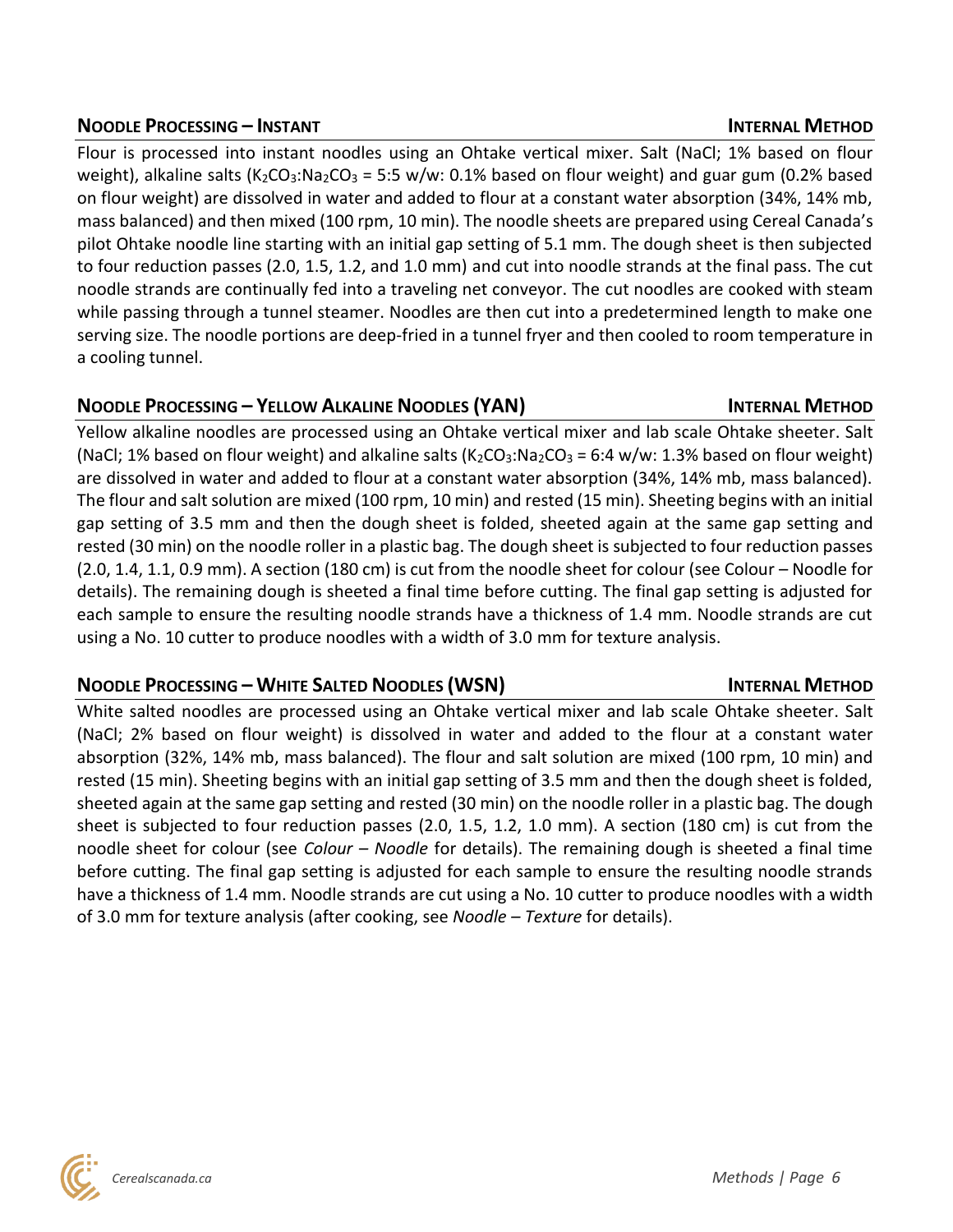## NOODLE PROCESSING – INSTANT **INTERNAL METHOD**

Flour is processed into instant noodles using an Ohtake vertical mixer. Salt (NaCl; 1% based on flour weight), alkaline salts ($K_2CO_3$:$Na_2CO_3$ = 5:5 w/w: 0.1% based on flour weight) and guar gum (0.2% based on flour weight) are dissolved in water and added to flour at a constant water absorption (34%, 14% mb, mass balanced) and then mixed (100 rpm, 10 min). The noodle sheets are prepared using Cereal Canada's pilot Ohtake noodle line starting with an initial gap setting of 5.1 mm. The dough sheet is then subjected to four reduction passes (2.0, 1.5, 1.2, and 1.0 mm) and cut into noodle strands at the final pass. The cut noodle strands are continually fed into a traveling net conveyor. The cut noodles are cooked with steam while passing through a tunnel steamer. Noodles are then cut into a predetermined length to make one serving size. The noodle portions are deep-fried in a tunnel fryer and then cooled to room temperature in a cooling tunnel.

## NOODLE PROCESSING – YELLOW ALKALINE NOODLES (YAN) **INTERNAL METHOD**

Yellow alkaline noodles are processed using an Ohtake vertical mixer and lab scale Ohtake sheeter. Salt (NaCl; 1% based on flour weight) and alkaline salts ($K_2CO_3$:$Na_2CO_3$ = 6:4 w/w: 1.3% based on flour weight) are dissolved in water and added to flour at a constant water absorption (34%, 14% mb, mass balanced). The flour and salt solution are mixed (100 rpm, 10 min) and rested (15 min). Sheeting begins with an initial gap setting of 3.5 mm and then the dough sheet is folded, sheeted again at the same gap setting and rested (30 min) on the noodle roller in a plastic bag. The dough sheet is subjected to four reduction passes (2.0, 1.4, 1.1, 0.9 mm). A section (180 cm) is cut from the noodle sheet for colour (see Colour – Noodle for details). The remaining dough is sheeted a final time before cutting. The final gap setting is adjusted for each sample to ensure the resulting noodle strands have a thickness of 1.4 mm. Noodle strands are cut using a No. 10 cutter to produce noodles with a width of 3.0 mm for texture analysis.

## NOODLE PROCESSING – WHITE SALTED NOODLES (WSN) **INTERNAL METHOD**

White salted noodles are processed using an Ohtake vertical mixer and lab scale Ohtake sheeter. Salt (NaCl; 2% based on flour weight) is dissolved in water and added to the flour at a constant water absorption (32%, 14% mb, mass balanced). The flour and salt solution are mixed (100 rpm, 10 min) and rested (15 min). Sheeting begins with an initial gap setting of 3.5 mm and then the dough sheet is folded, sheeted again at the same gap setting and rested (30 min) on the noodle roller in a plastic bag. The dough sheet is subjected to four reduction passes (2.0, 1.5, 1.2, 1.0 mm). A section (180 cm) is cut from the noodle sheet for colour (see *Colour – Noodle* for details). The remaining dough is sheeted a final time before cutting. The final gap setting is adjusted for each sample to ensure the resulting noodle strands have a thickness of 1.4 mm. Noodle strands are cut using a No. 10 cutter to produce noodles with a width of 3.0 mm for texture analysis (after cooking, see *Noodle – Texture* for details).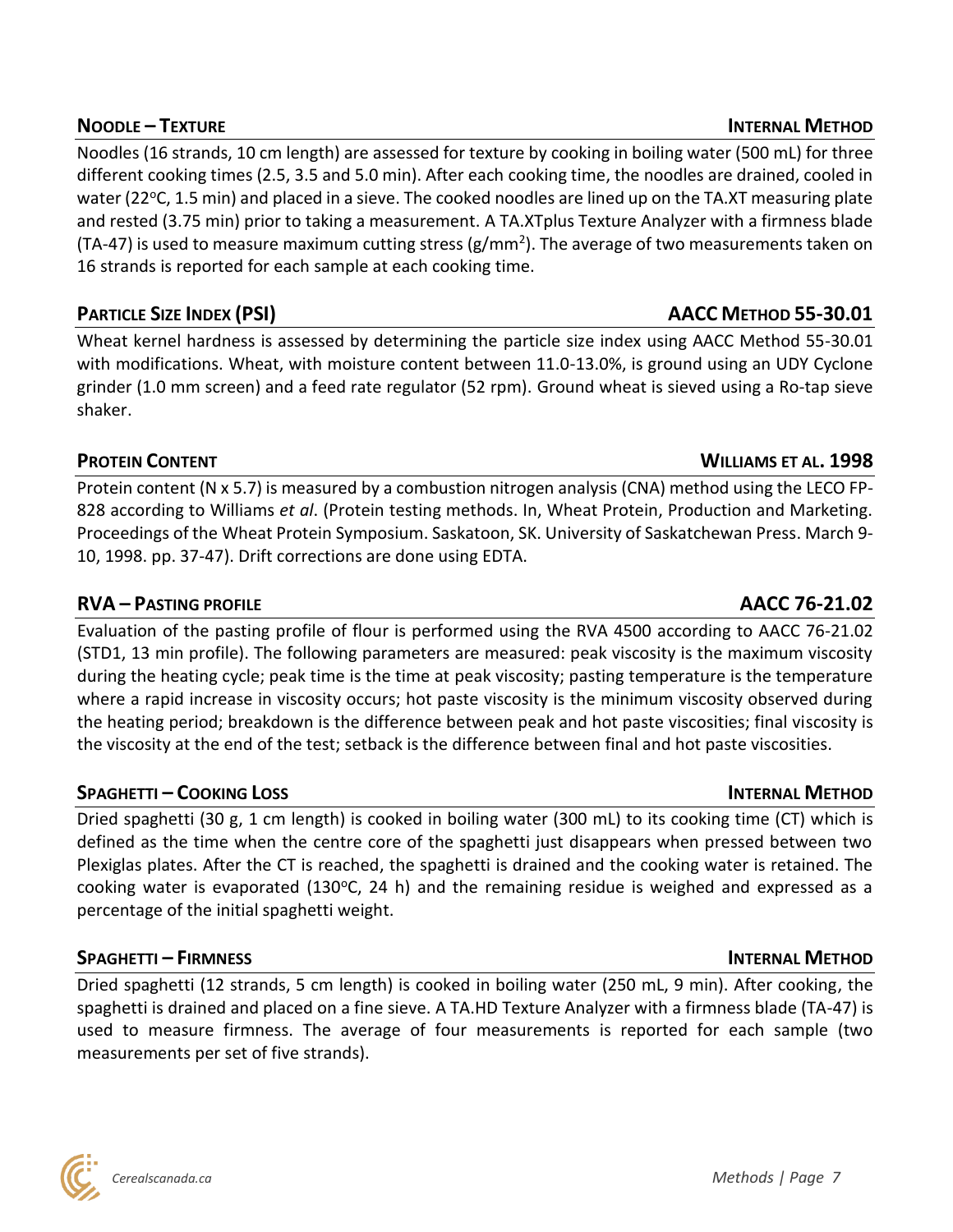## NOODLE – TEXTURE — INTERNAL METHOD

Noodles (16 strands, 10 cm length) are assessed for texture by cooking in boiling water (500 mL) for three different cooking times (2.5, 3.5 and 5.0 min). After each cooking time, the noodles are drained, cooled in water (22°C, 1.5 min) and placed in a sieve. The cooked noodles are lined up on the TA.XT measuring plate and rested (3.75 min) prior to taking a measurement. A TA.XTplus Texture Analyzer with a firmness blade (TA-47) is used to measure maximum cutting stress (g/mm$^2$). The average of two measurements taken on 16 strands is reported for each sample at each cooking time.

## PARTICLE SIZE INDEX (PSI) — AACC METHOD 55-30.01

Wheat kernel hardness is assessed by determining the particle size index using AACC Method 55-30.01 with modifications. Wheat, with moisture content between 11.0-13.0%, is ground using an UDY Cyclone grinder (1.0 mm screen) and a feed rate regulator (52 rpm). Ground wheat is sieved using a Ro-tap sieve shaker.

## PROTEIN CONTENT — WILLIAMS ET AL. 1998

Protein content (N x 5.7) is measured by a combustion nitrogen analysis (CNA) method using the LECO FP-828 according to Williams *et al*. (Protein testing methods. In, Wheat Protein, Production and Marketing. Proceedings of the Wheat Protein Symposium. Saskatoon, SK. University of Saskatchewan Press. March 9-10, 1998. pp. 37-47). Drift corrections are done using EDTA.

## RVA – PASTING PROFILE — AACC 76-21.02

Evaluation of the pasting profile of flour is performed using the RVA 4500 according to AACC 76-21.02 (STD1, 13 min profile). The following parameters are measured: peak viscosity is the maximum viscosity during the heating cycle; peak time is the time at peak viscosity; pasting temperature is the temperature where a rapid increase in viscosity occurs; hot paste viscosity is the minimum viscosity observed during the heating period; breakdown is the difference between peak and hot paste viscosities; final viscosity is the viscosity at the end of the test; setback is the difference between final and hot paste viscosities.

## SPAGHETTI – COOKING LOSS — INTERNAL METHOD

Dried spaghetti (30 g, 1 cm length) is cooked in boiling water (300 mL) to its cooking time (CT) which is defined as the time when the centre core of the spaghetti just disappears when pressed between two Plexiglas plates. After the CT is reached, the spaghetti is drained and the cooking water is retained. The cooking water is evaporated (130°C, 24 h) and the remaining residue is weighed and expressed as a percentage of the initial spaghetti weight.

## SPAGHETTI – FIRMNESS — INTERNAL METHOD

Dried spaghetti (12 strands, 5 cm length) is cooked in boiling water (250 mL, 9 min). After cooking, the spaghetti is drained and placed on a fine sieve. A TA.HD Texture Analyzer with a firmness blade (TA-47) is used to measure firmness. The average of four measurements is reported for each sample (two measurements per set of five strands).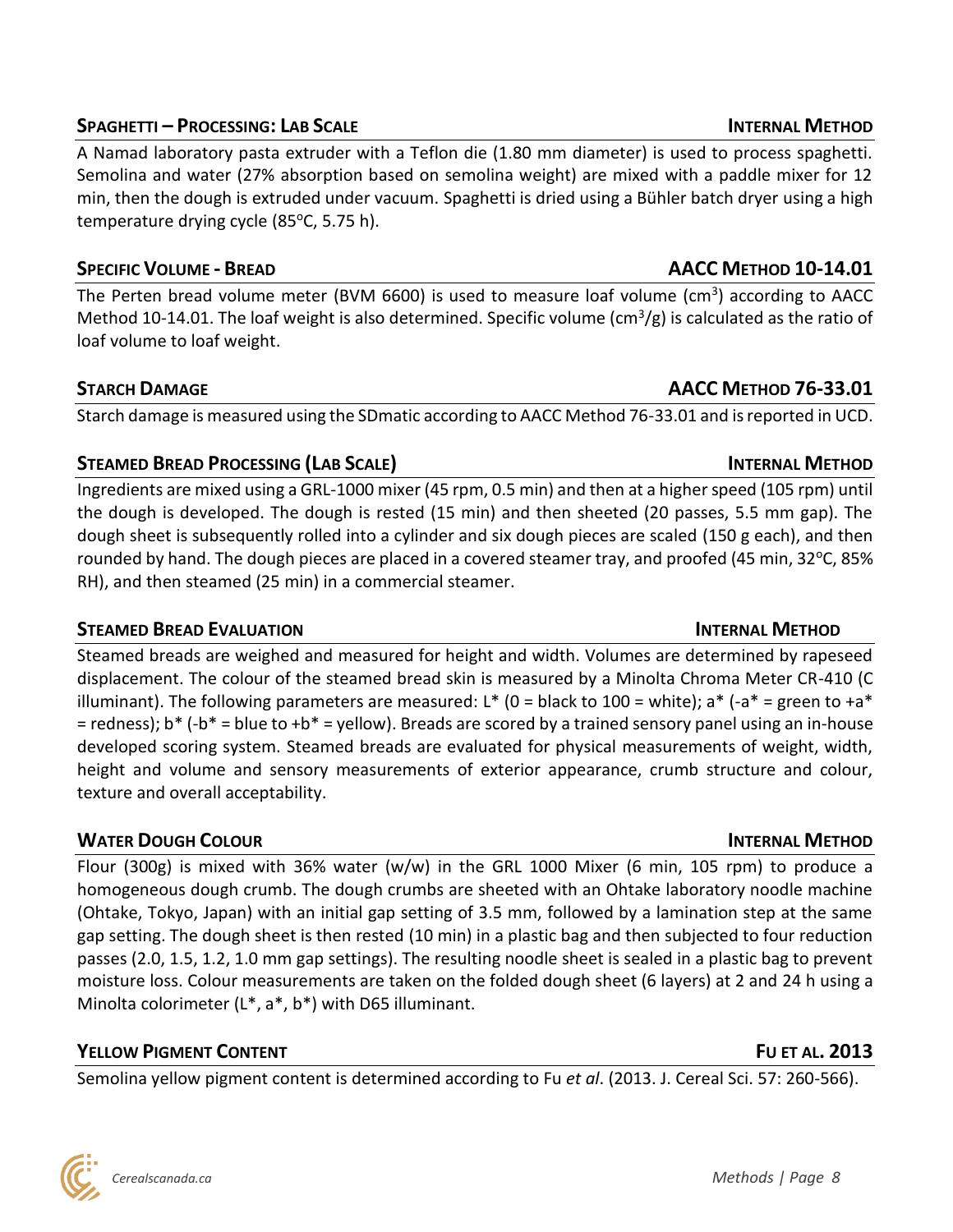## SPAGHETTI – PROCESSING: LAB SCALE — INTERNAL METHOD

A Namad laboratory pasta extruder with a Teflon die (1.80 mm diameter) is used to process spaghetti. Semolina and water (27% absorption based on semolina weight) are mixed with a paddle mixer for 12 min, then the dough is extruded under vacuum. Spaghetti is dried using a Bühler batch dryer using a high temperature drying cycle (85°C, 5.75 h).

## SPECIFIC VOLUME - BREAD — AACC METHOD 10-14.01

The Perten bread volume meter (BVM 6600) is used to measure loaf volume ($cm^3$) according to AACC Method 10-14.01. The loaf weight is also determined. Specific volume ($cm^3/g$) is calculated as the ratio of loaf volume to loaf weight.

## STARCH DAMAGE — AACC METHOD 76-33.01

Starch damage is measured using the SDmatic according to AACC Method 76-33.01 and is reported in UCD.

## STEAMED BREAD PROCESSING (LAB SCALE) — INTERNAL METHOD

Ingredients are mixed using a GRL-1000 mixer (45 rpm, 0.5 min) and then at a higher speed (105 rpm) until the dough is developed. The dough is rested (15 min) and then sheeted (20 passes, 5.5 mm gap). The dough sheet is subsequently rolled into a cylinder and six dough pieces are scaled (150 g each), and then rounded by hand. The dough pieces are placed in a covered steamer tray, and proofed (45 min, 32°C, 85% RH), and then steamed (25 min) in a commercial steamer.

## STEAMED BREAD EVALUATION — INTERNAL METHOD

Steamed breads are weighed and measured for height and width. Volumes are determined by rapeseed displacement. The colour of the steamed bread skin is measured by a Minolta Chroma Meter CR-410 (C illuminant). The following parameters are measured: L* (0 = black to 100 = white); a* (-a* = green to +a* = redness); b* (-b* = blue to +b* = yellow). Breads are scored by a trained sensory panel using an in-house developed scoring system. Steamed breads are evaluated for physical measurements of weight, width, height and volume and sensory measurements of exterior appearance, crumb structure and colour, texture and overall acceptability.

## WATER DOUGH COLOUR — INTERNAL METHOD

Flour (300g) is mixed with 36% water (w/w) in the GRL 1000 Mixer (6 min, 105 rpm) to produce a homogeneous dough crumb. The dough crumbs are sheeted with an Ohtake laboratory noodle machine (Ohtake, Tokyo, Japan) with an initial gap setting of 3.5 mm, followed by a lamination step at the same gap setting. The dough sheet is then rested (10 min) in a plastic bag and then subjected to four reduction passes (2.0, 1.5, 1.2, 1.0 mm gap settings). The resulting noodle sheet is sealed in a plastic bag to prevent moisture loss. Colour measurements are taken on the folded dough sheet (6 layers) at 2 and 24 h using a Minolta colorimeter (L*, a*, b*) with D65 illuminant.

## YELLOW PIGMENT CONTENT — FU ET AL. 2013

Semolina yellow pigment content is determined according to Fu *et al*. (2013. J. Cereal Sci. 57: 260-566).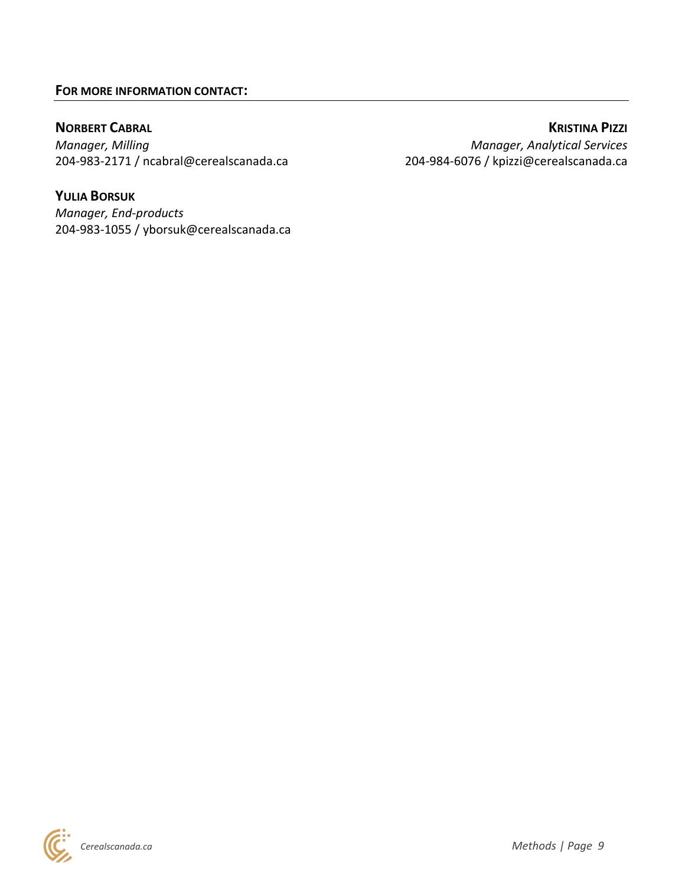**FOR MORE INFORMATION CONTACT:**

**NORBERT CABRAL**
*Manager, Milling*
204-983-2171 / ncabral@cerealscanada.ca

**KRISTINA PIZZI**
*Manager, Analytical Services*
204-984-6076 / kpizzi@cerealscanada.ca

**YULIA BORSUK**
*Manager, End-products*
204-983-1055 / yborsuk@cerealscanada.ca